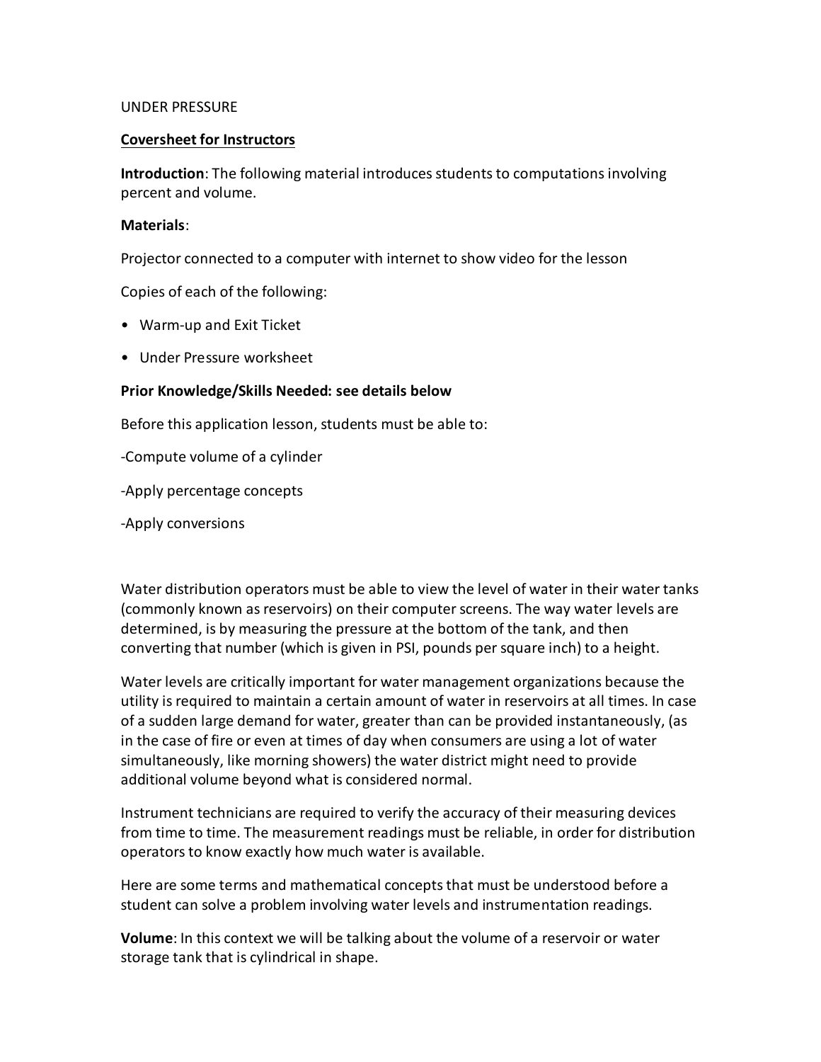UNDER PRESSURE

**Coversheet for Instructors**

**Introduction**: The following material introduces students to computations involving percent and volume.

**Materials**:

Projector connected to a computer with internet to show video for the lesson

Copies of each of the following:

- Warm-up and Exit Ticket
- Under Pressure worksheet

**Prior Knowledge/Skills Needed: see details below**

Before this application lesson, students must be able to:

-Compute volume of a cylinder

-Apply percentage concepts

-Apply conversions

Water distribution operators must be able to view the level of water in their water tanks (commonly known as reservoirs) on their computer screens. The way water levels are determined, is by measuring the pressure at the bottom of the tank, and then converting that number (which is given in PSI, pounds per square inch) to a height.

Water levels are critically important for water management organizations because the utility is required to maintain a certain amount of water in reservoirs at all times. In case of a sudden large demand for water, greater than can be provided instantaneously, (as in the case of fire or even at times of day when consumers are using a lot of water simultaneously, like morning showers) the water district might need to provide additional volume beyond what is considered normal.

Instrument technicians are required to verify the accuracy of their measuring devices from time to time. The measurement readings must be reliable, in order for distribution operators to know exactly how much water is available.

Here are some terms and mathematical concepts that must be understood before a student can solve a problem involving water levels and instrumentation readings.

**Volume**: In this context we will be talking about the volume of a reservoir or water storage tank that is cylindrical in shape.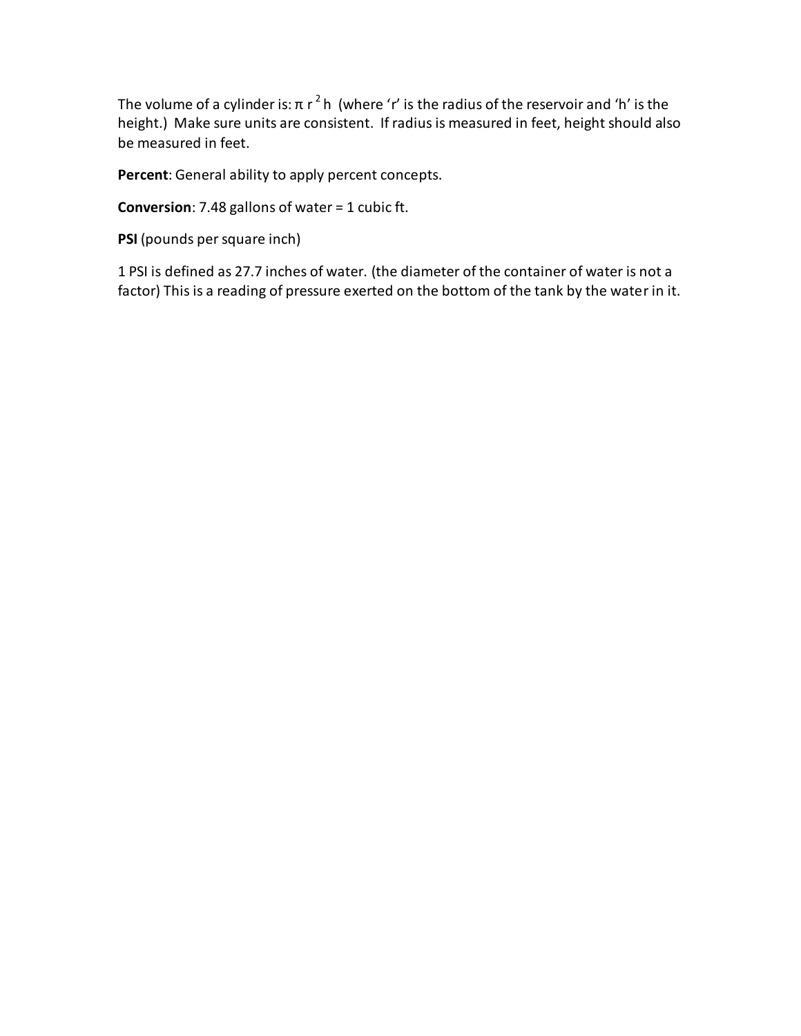The volume of a cylinder is: $\pi r^2 h$ (where 'r' is the radius of the reservoir and 'h' is the height.) Make sure units are consistent. If radius is measured in feet, height should also be measured in feet.

**Percent**: General ability to apply percent concepts.

**Conversion**: 7.48 gallons of water = 1 cubic ft.

**PSI** (pounds per square inch)

1 PSI is defined as 27.7 inches of water. (the diameter of the container of water is not a factor) This is a reading of pressure exerted on the bottom of the tank by the water in it.